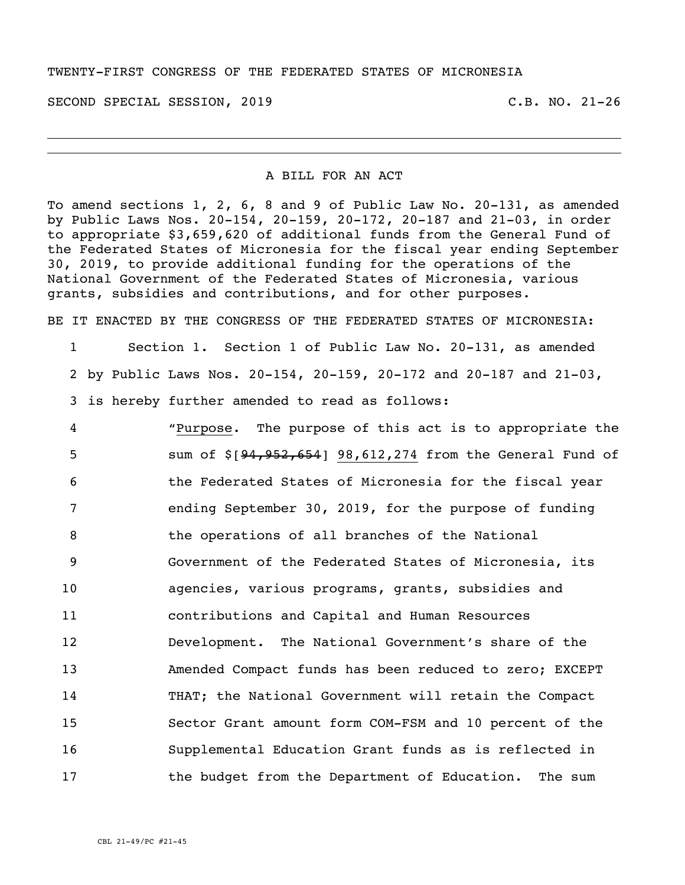TWENTY-FIRST CONGRESS OF THE FEDERATED STATES OF MICRONESIA

SECOND SPECIAL SESSION, 2019 C.B. NO. 21-26

A BILL FOR AN ACT

To amend sections 1, 2, 6, 8 and 9 of Public Law No. 20-131, as amended by Public Laws Nos. 20-154, 20-159, 20-172, 20-187 and 21-03, in order to appropriate $3,659,620 of additional funds from the General Fund of the Federated States of Micronesia for the fiscal year ending September 30, 2019, to provide additional funding for the operations of the National Government of the Federated States of Micronesia, various grants, subsidies and contributions, and for other purposes.

BE IT ENACTED BY THE CONGRESS OF THE FEDERATED STATES OF MICRONESIA:

1 Section 1. Section 1 of Public Law No. 20-131, as amended
2 by Public Laws Nos. 20-154, 20-159, 20-172 and 20-187 and 21-03,
3 is hereby further amended to read as follows:

4 "Purpose. The purpose of this act is to appropriate the
5 sum of $[~~94,952,654~~] 98,612,274 from the General Fund of
6 the Federated States of Micronesia for the fiscal year
7 ending September 30, 2019, for the purpose of funding
8 the operations of all branches of the National
9 Government of the Federated States of Micronesia, its
10 agencies, various programs, grants, subsidies and
11 contributions and Capital and Human Resources
12 Development. The National Government's share of the
13 Amended Compact funds has been reduced to zero; EXCEPT
14 THAT; the National Government will retain the Compact
15 Sector Grant amount form COM-FSM and 10 percent of the
16 Supplemental Education Grant funds as is reflected in
17 the budget from the Department of Education. The sum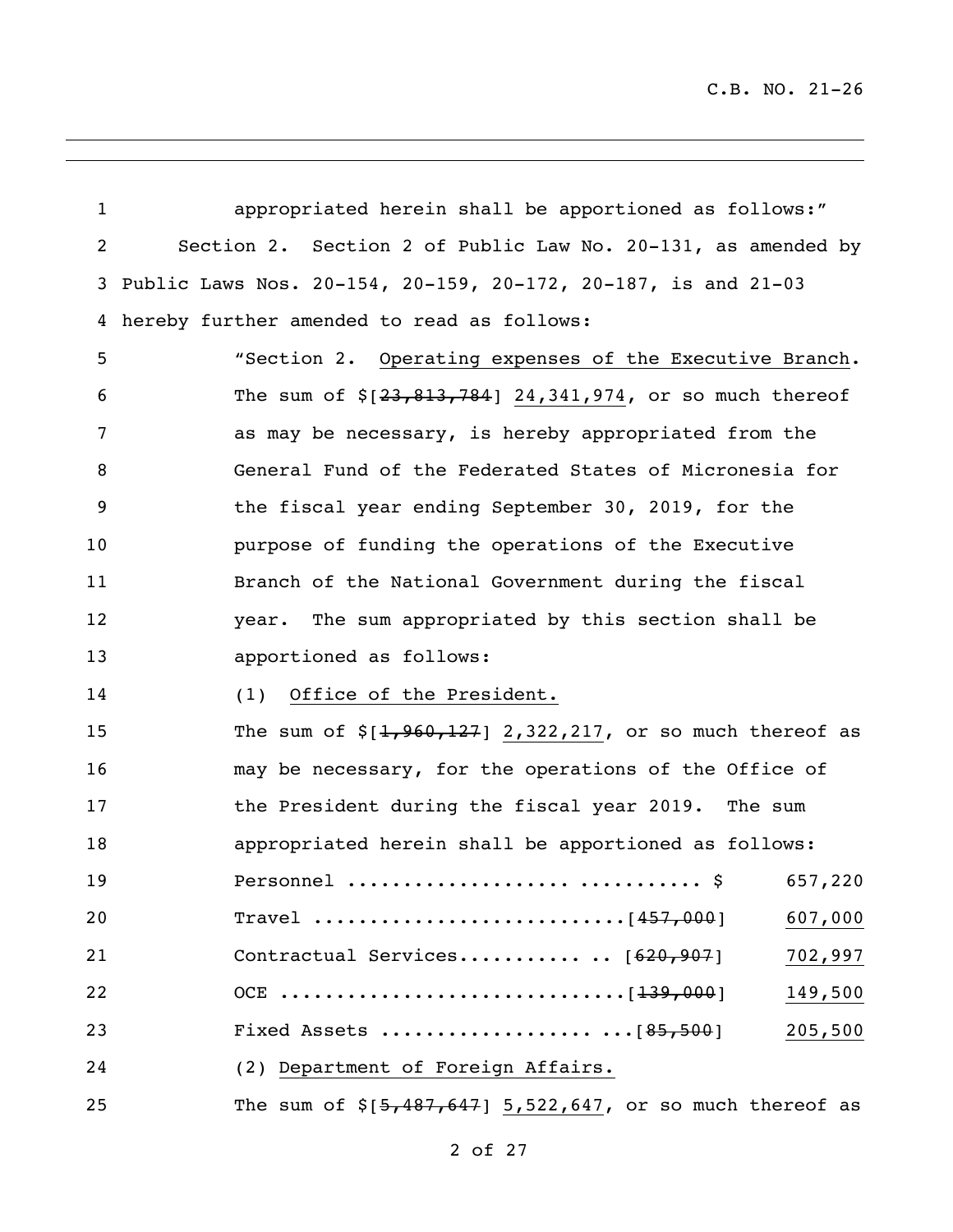appropriated herein shall be apportioned as follows:"

Section 2. Section 2 of Public Law No. 20-131, as amended by Public Laws Nos. 20-154, 20-159, 20-172, 20-187, is and 21-03 hereby further amended to read as follows:

"Section 2. Operating expenses of the Executive Branch. The sum of $[~~23,813,784~~] 24,341,974, or so much thereof as may be necessary, is hereby appropriated from the General Fund of the Federated States of Micronesia for the fiscal year ending September 30, 2019, for the purpose of funding the operations of the Executive Branch of the National Government during the fiscal year. The sum appropriated by this section shall be apportioned as follows:

(1) Office of the President.

The sum of $[~~1,960,127~~] 2,322,217, or so much thereof as may be necessary, for the operations of the Office of the President during the fiscal year 2019. The sum appropriated herein shall be apportioned as follows:

| | |
|---|---|
| Personnel ................... ........... $ | 657,220 |
| Travel ............................[~~457,000~~] | 607,000 |
| Contractual Services........... .. [~~620,907~~] | 702,997 |
| OCE ...............................[~~139,000~~] | 149,500 |
| Fixed Assets ................... ...[~~85,500~~] | 205,500 |

(2) Department of Foreign Affairs.

The sum of $[~~5,487,647~~] 5,522,647, or so much thereof as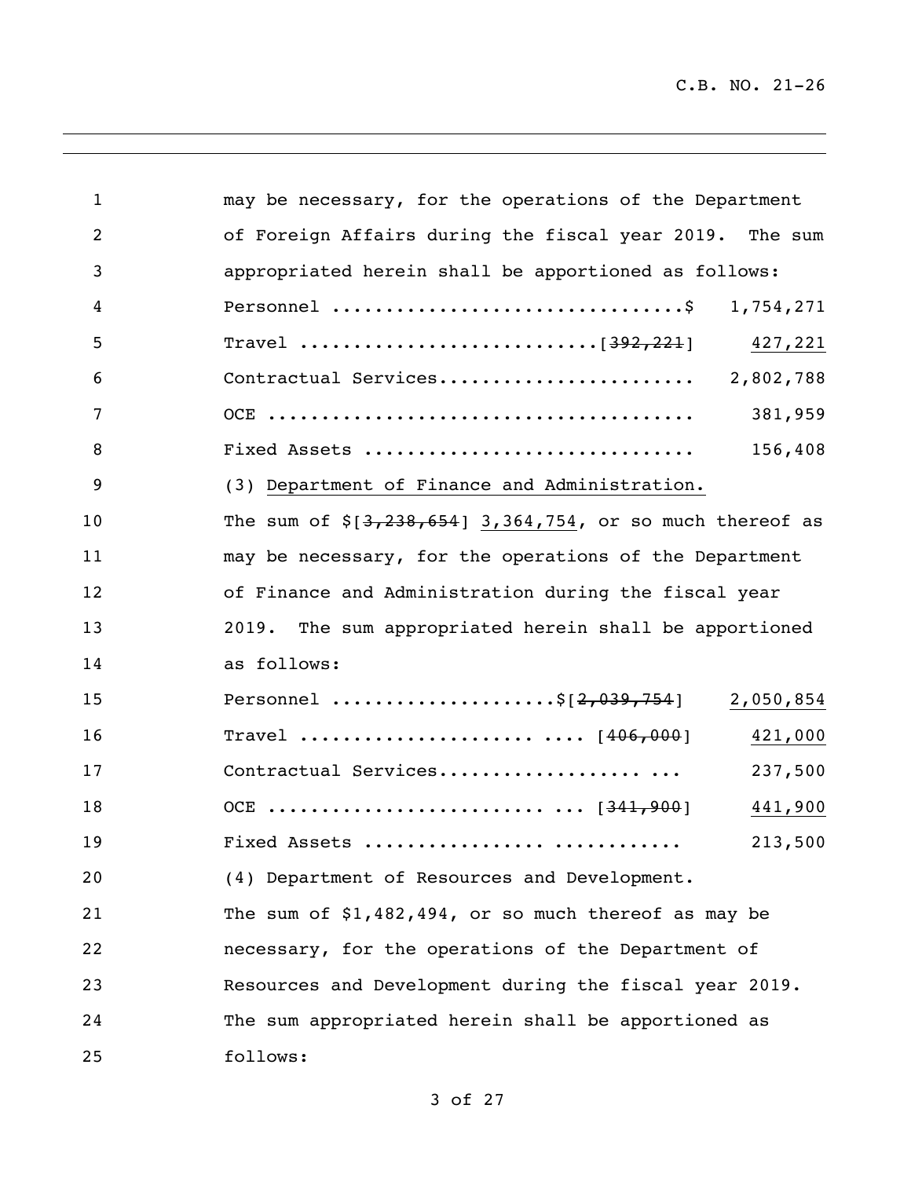may be necessary, for the operations of the Department of Foreign Affairs during the fiscal year 2019. The sum appropriated herein shall be apportioned as follows:

| | |
|---|---|
| Personnel ...............................$ | 1,754,271 |
| Travel .........................[~~392,221~~] | 427,221 |
| Contractual Services....................... | 2,802,788 |
| OCE ....................................... | 381,959 |
| Fixed Assets .............................. | 156,408 |

(3) Department of Finance and Administration.

The sum of $[~~3,238,654~~] 3,364,754, or so much thereof as may be necessary, for the operations of the Department of Finance and Administration during the fiscal year 2019. The sum appropriated herein shall be apportioned as follows:

| | |
|---|---|
| Personnel ...................$[~~2,039,754~~] | 2,050,854 |
| Travel ..................... .... [~~406,000~~] | 421,000 |
| Contractual Services.................. ... | 237,500 |
| OCE ........................ ... [~~341,900~~] | 441,900 |
| Fixed Assets ............... ........... | 213,500 |

(4) Department of Resources and Development.

The sum of $1,482,494, or so much thereof as may be necessary, for the operations of the Department of Resources and Development during the fiscal year 2019. The sum appropriated herein shall be apportioned as follows: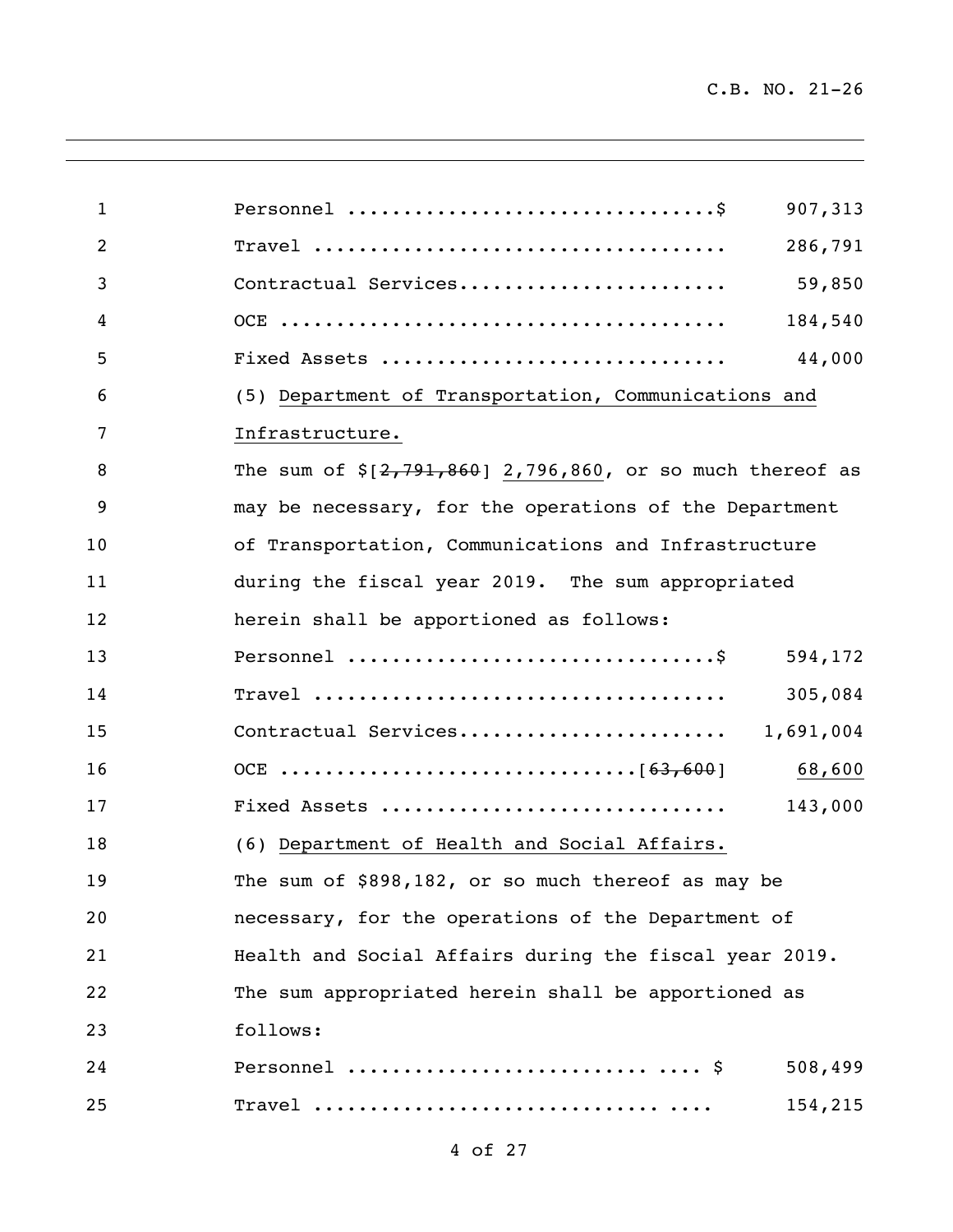| | |
|---|---|
| Personnel ................................$ | 907,313 |
| Travel .................................... | 286,791 |
| Contractual Services....................... | 59,850 |
| OCE ....................................... | 184,540 |
| Fixed Assets .............................. | 44,000 |

(5) <u>Department of Transportation, Communications and Infrastructure.</u>

The sum of $[~~2,791,860~~] <u>2,796,860</u>, or so much thereof as may be necessary, for the operations of the Department of Transportation, Communications and Infrastructure during the fiscal year 2019. The sum appropriated herein shall be apportioned as follows:

| | |
|---|---|
| Personnel ................................$ | 594,172 |
| Travel .................................... | 305,084 |
| Contractual Services....................... | 1,691,004 |
| OCE ..............................[~~63,600~~] | <u>68,600</u> |
| Fixed Assets .............................. | 143,000 |

(6) <u>Department of Health and Social Affairs.</u>

The sum of $898,182, or so much thereof as may be necessary, for the operations of the Department of Health and Social Affairs during the fiscal year 2019. The sum appropriated herein shall be apportioned as follows:

| | |
|---|---|
| Personnel .......................... .... $ | 508,499 |
| Travel ............................... .... | 154,215 |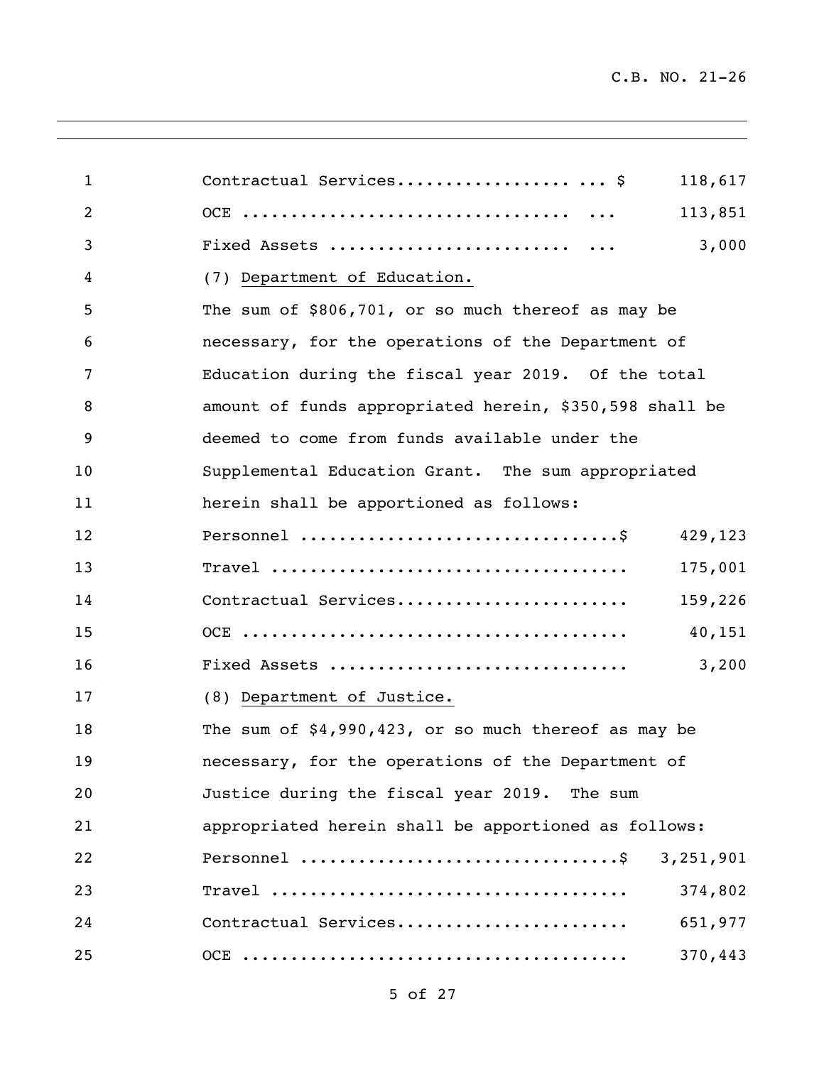| | |
|---|---|
| Contractual Services.................. ... $ | 118,617 |
| OCE ................................ ... | 113,851 |
| Fixed Assets ........................ ... | 3,000 |

(7) Department of Education.

The sum of $806,701, or so much thereof as may be necessary, for the operations of the Department of Education during the fiscal year 2019. Of the total amount of funds appropriated herein, $350,598 shall be deemed to come from funds available under the Supplemental Education Grant. The sum appropriated herein shall be apportioned as follows:

| | |
|---|---|
| Personnel ................................$ | 429,123 |
| Travel .................................... | 175,001 |
| Contractual Services....................... | 159,226 |
| OCE ....................................... | 40,151 |
| Fixed Assets .............................. | 3,200 |

(8) Department of Justice.

The sum of $4,990,423, or so much thereof as may be necessary, for the operations of the Department of Justice during the fiscal year 2019. The sum appropriated herein shall be apportioned as follows:

| | |
|---|---|
| Personnel ................................$ | 3,251,901 |
| Travel .................................... | 374,802 |
| Contractual Services....................... | 651,977 |
| OCE ....................................... | 370,443 |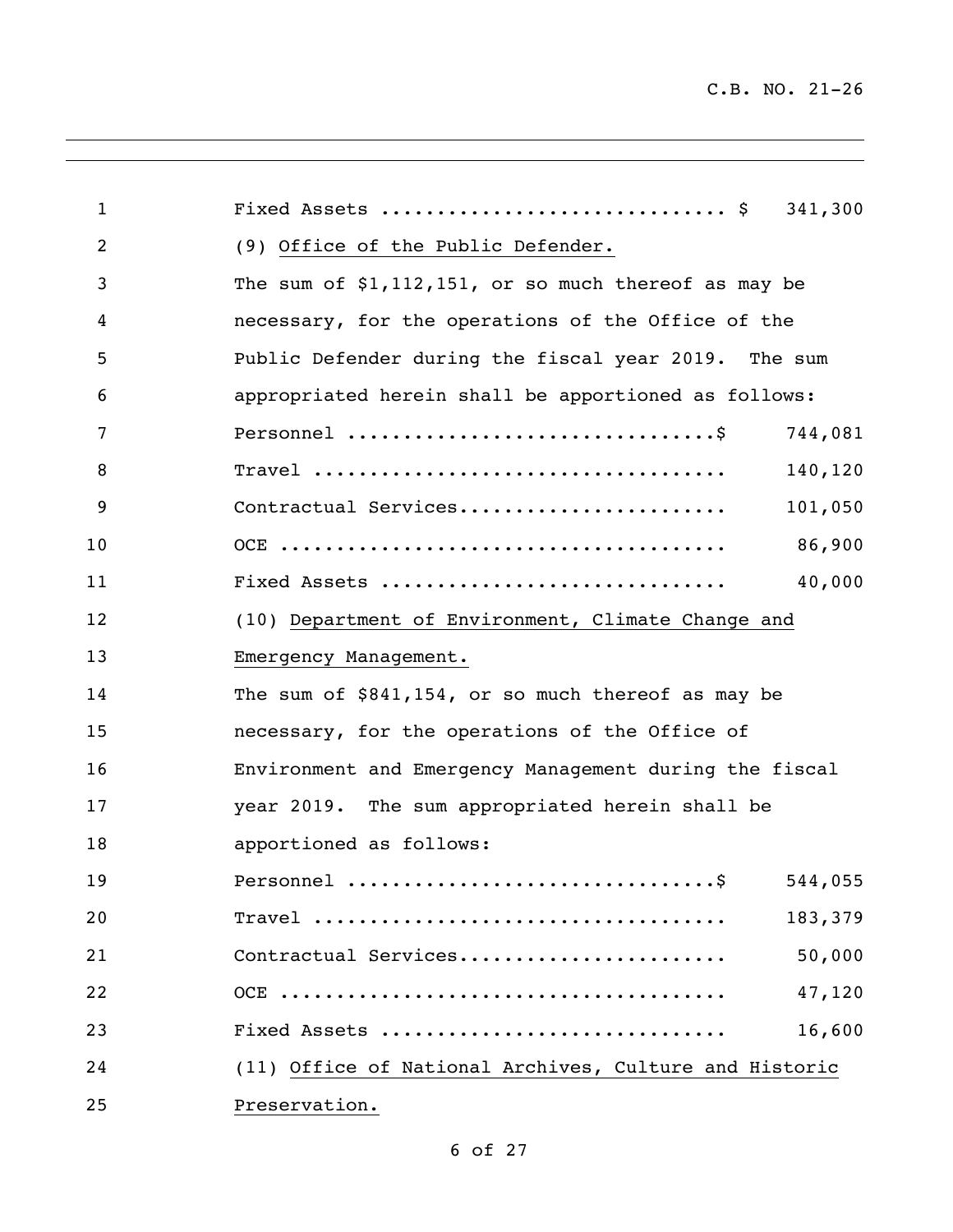Fixed Assets .............................. $ 341,300

(9) Office of the Public Defender.

The sum of $1,112,151, or so much thereof as may be necessary, for the operations of the Office of the Public Defender during the fiscal year 2019. The sum appropriated herein shall be apportioned as follows:

| | |
|---|---|
| Personnel ................................$ | 744,081 |
| Travel .................................... | 140,120 |
| Contractual Services....................... | 101,050 |
| OCE ....................................... | 86,900 |
| Fixed Assets .............................. | 40,000 |

(10) Department of Environment, Climate Change and Emergency Management.

The sum of $841,154, or so much thereof as may be necessary, for the operations of the Office of Environment and Emergency Management during the fiscal year 2019. The sum appropriated herein shall be apportioned as follows:

| | |
|---|---|
| Personnel ................................$ | 544,055 |
| Travel .................................... | 183,379 |
| Contractual Services....................... | 50,000 |
| OCE ....................................... | 47,120 |
| Fixed Assets .............................. | 16,600 |

(11) Office of National Archives, Culture and Historic Preservation.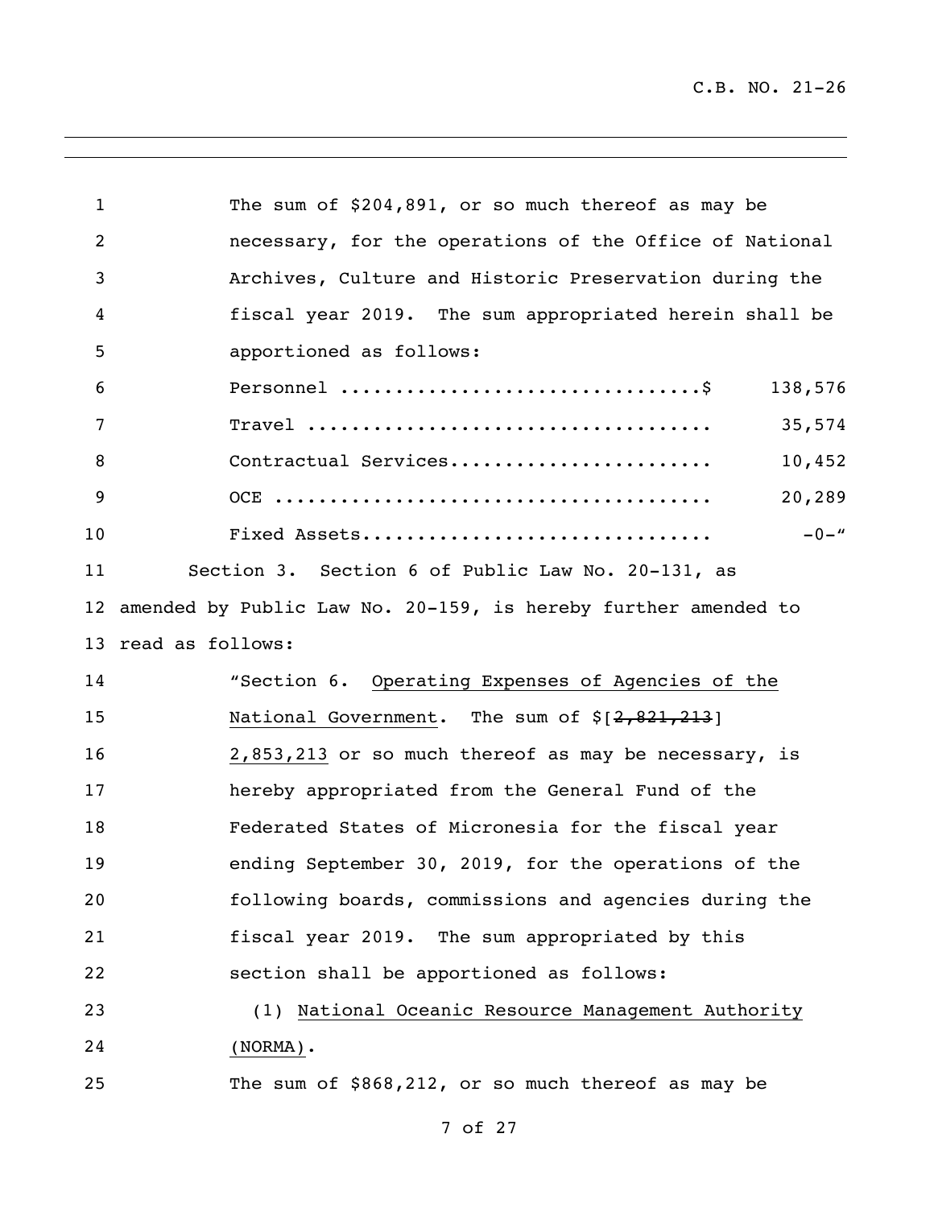The sum of $204,891, or so much thereof as may be necessary, for the operations of the Office of National Archives, Culture and Historic Preservation during the fiscal year 2019. The sum appropriated herein shall be apportioned as follows:

| | |
|---|---|
| Personnel ................................$ | 138,576 |
| Travel .................................... | 35,574 |
| Contractual Services....................... | 10,452 |
| OCE ....................................... | 20,289 |
| Fixed Assets............................... | -0-" |

Section 3. Section 6 of Public Law No. 20-131, as amended by Public Law No. 20-159, is hereby further amended to read as follows:

"Section 6. Operating Expenses of Agencies of the National Government. The sum of $[~~2,821,213~~] 2,853,213 or so much thereof as may be necessary, is hereby appropriated from the General Fund of the Federated States of Micronesia for the fiscal year ending September 30, 2019, for the operations of the following boards, commissions and agencies during the fiscal year 2019. The sum appropriated by this section shall be apportioned as follows:

(1) National Oceanic Resource Management Authority (NORMA).

The sum of $868,212, or so much thereof as may be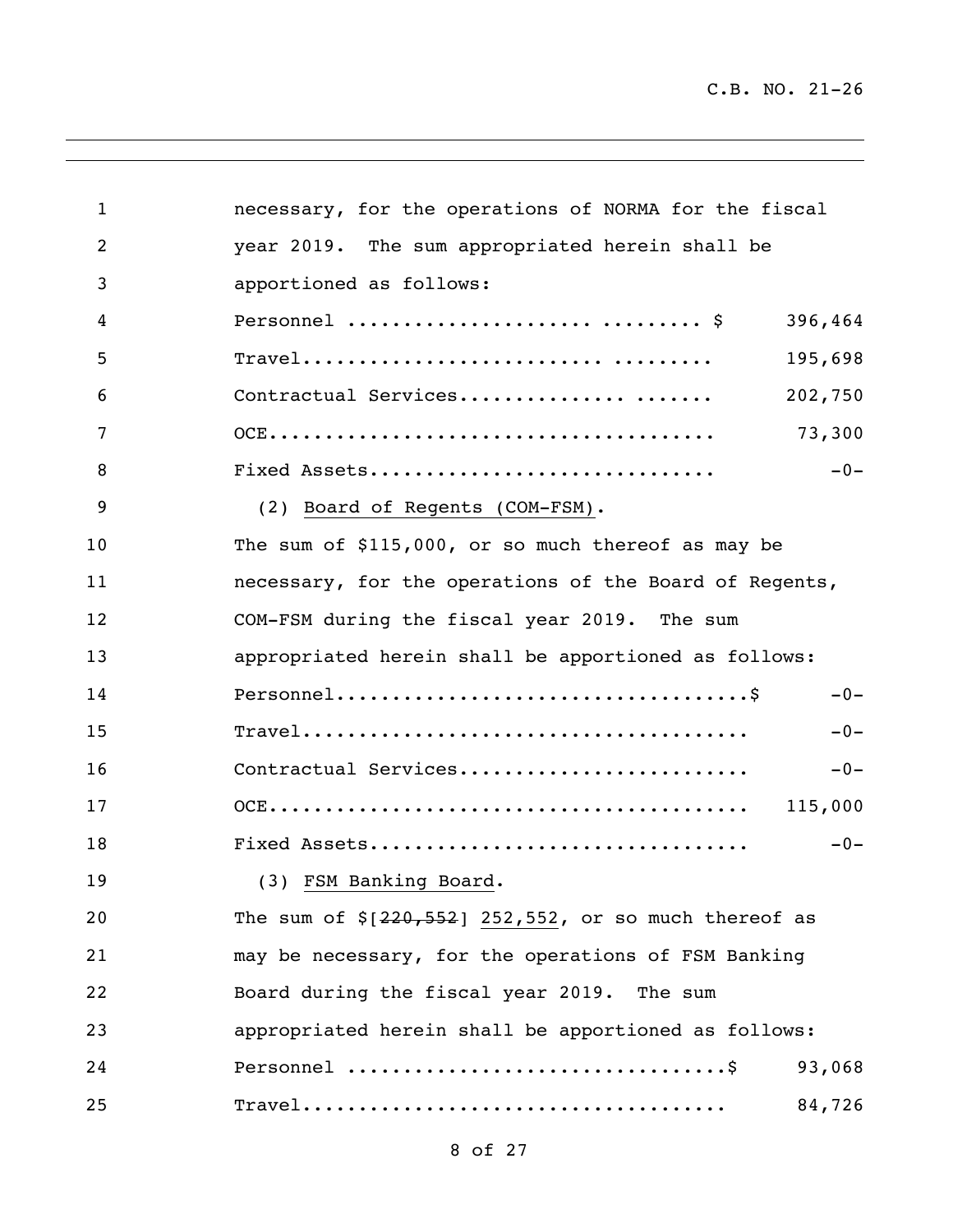necessary, for the operations of NORMA for the fiscal year 2019. The sum appropriated herein shall be apportioned as follows:

| | |
|---|---|
| Personnel ................................ $ | 396,464 |
| Travel................................ | 195,698 |
| Contractual Services.................... | 202,750 |
| OCE.................................... | 73,300 |
| Fixed Assets........................... | -0- |

(2) Board of Regents (COM-FSM).

The sum of $115,000, or so much thereof as may be necessary, for the operations of the Board of Regents, COM-FSM during the fiscal year 2019. The sum appropriated herein shall be apportioned as follows:

| | |
|---|---|
| Personnel..................................$ | -0- |
| Travel.................................... | -0- |
| Contractual Services...................... | -0- |
| OCE....................................... | 115,000 |
| Fixed Assets.............................. | -0- |

(3) FSM Banking Board.

The sum of $[~~220,552~~] 252,552, or so much thereof as may be necessary, for the operations of FSM Banking Board during the fiscal year 2019. The sum appropriated herein shall be apportioned as follows:

| | |
|---|---|
| Personnel ...............................$ | 93,068 |
| Travel.................................. | 84,726 |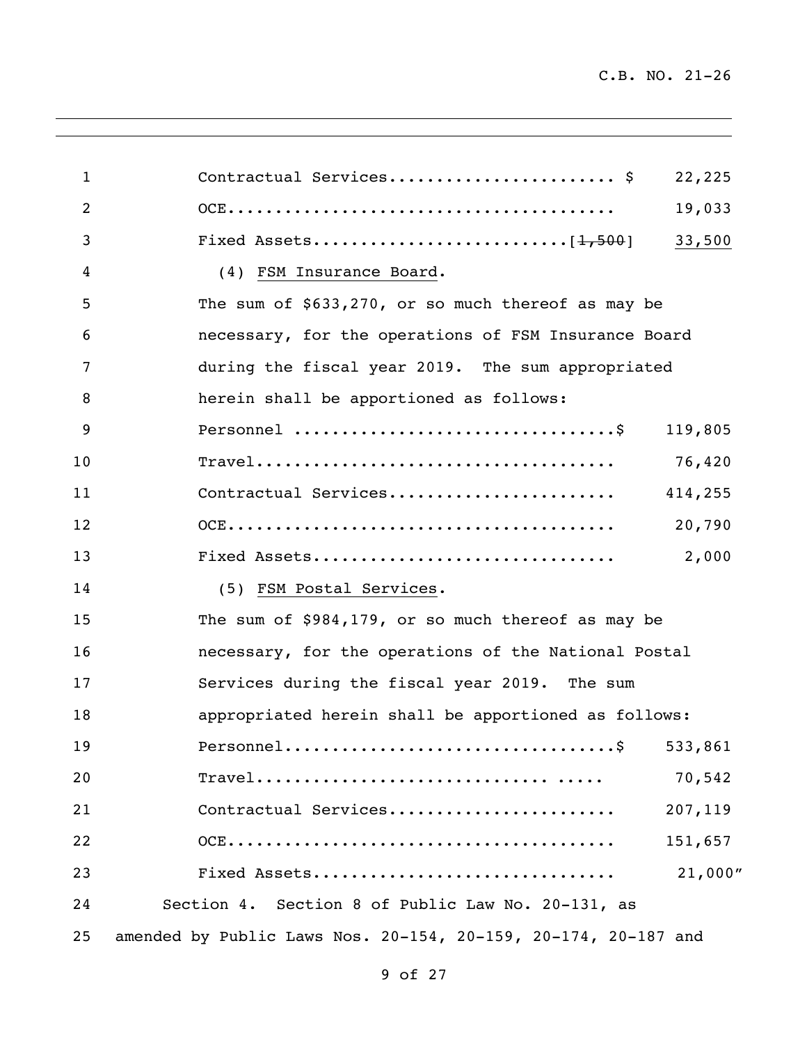Contractual Services........................ $ 22,225

OCE......................................... 19,033

Fixed Assets..........................[~~1,500~~] <u>33,500</u>

(4) <u>FSM Insurance Board</u>.

The sum of $633,270, or so much thereof as may be necessary, for the operations of FSM Insurance Board during the fiscal year 2019. The sum appropriated herein shall be apportioned as follows:

Personnel .................................$ 119,805

Travel...................................... 76,420

Contractual Services........................ 414,255

OCE......................................... 20,790

Fixed Assets................................ 2,000

(5) <u>FSM Postal Services</u>.

The sum of $984,179, or so much thereof as may be necessary, for the operations of the National Postal Services during the fiscal year 2019. The sum appropriated herein shall be apportioned as follows:

Personnel..................................$ 533,861

Travel............................... ..... 70,542

Contractual Services........................ 207,119

OCE......................................... 151,657

Fixed Assets................................ 21,000"

Section 4. Section 8 of Public Law No. 20-131, as amended by Public Laws Nos. 20-154, 20-159, 20-174, 20-187 and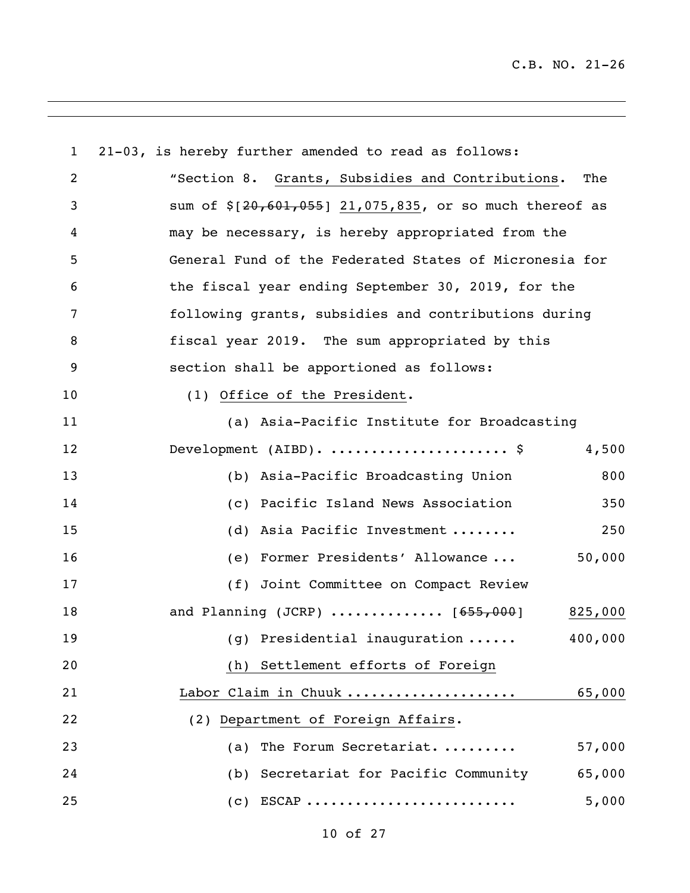21-03, is hereby further amended to read as follows:

"Section 8. Grants, Subsidies and Contributions. The sum of $[~~20,601,055~~] 21,075,835, or so much thereof as may be necessary, is hereby appropriated from the General Fund of the Federated States of Micronesia for the fiscal year ending September 30, 2019, for the following grants, subsidies and contributions during fiscal year 2019. The sum appropriated by this section shall be apportioned as follows:

(1) Office of the President.

| | |
|---|---|
| (a) Asia-Pacific Institute for Broadcasting Development (AIBD). .................... $ | 4,500 |
| (b) Asia-Pacific Broadcasting Union | 800 |
| (c) Pacific Island News Association | 350 |
| (d) Asia Pacific Investment ........ | 250 |
| (e) Former Presidents' Allowance ... | 50,000 |
| (f) Joint Committee on Compact Review and Planning (JCRP) ............. [~~655,000~~] | 825,000 |
| (g) Presidential inauguration ...... | 400,000 |
| (h) Settlement efforts of Foreign Labor Claim in Chuuk .................... | 65,000 |

(2) Department of Foreign Affairs.

| | |
|---|---|
| (a) The Forum Secretariat. ......... | 57,000 |
| (b) Secretariat for Pacific Community | 65,000 |
| (c) ESCAP ......................... | 5,000 |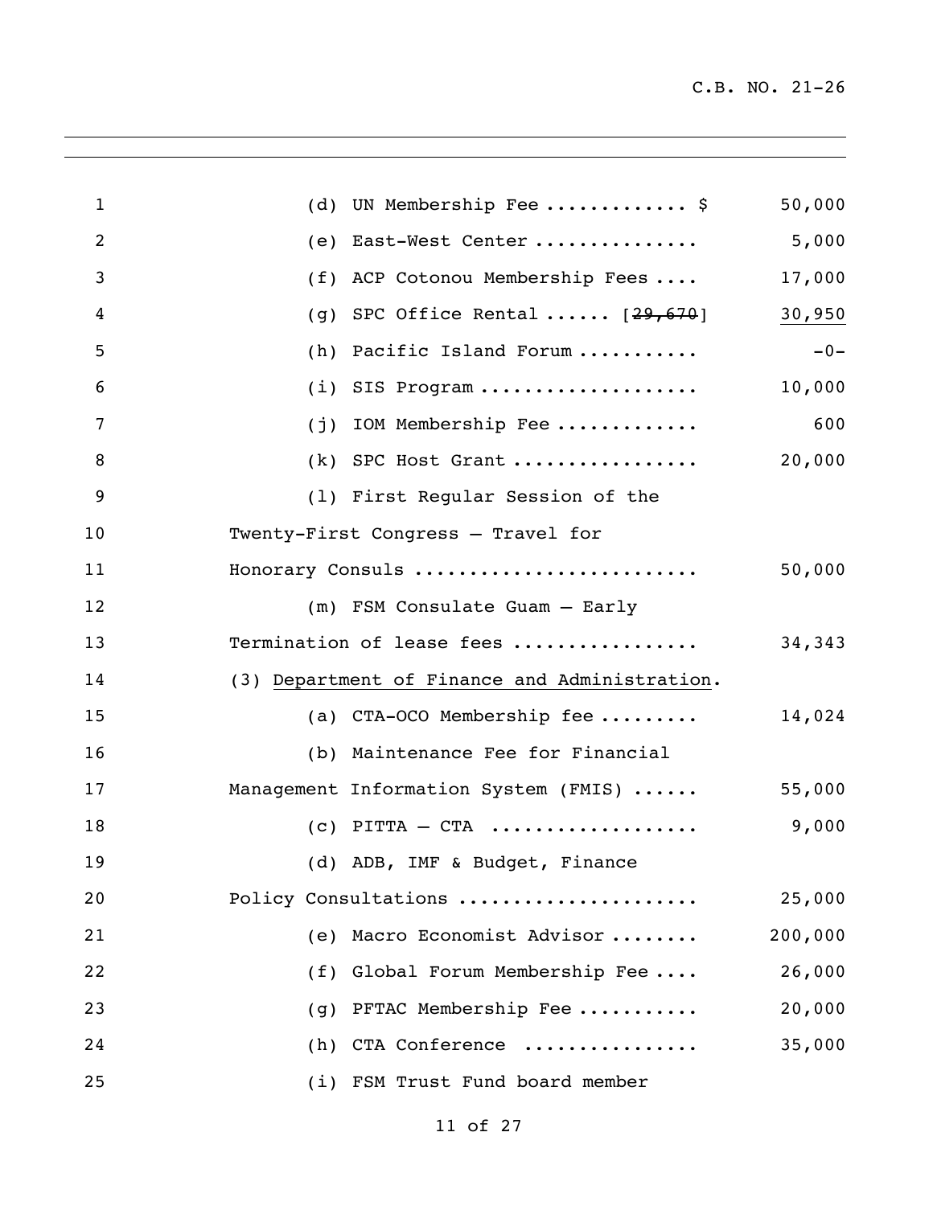(d) UN Membership Fee ............ $ 50,000

(e) East-West Center ............... 5,000

(f) ACP Cotonou Membership Fees .... 17,000

(g) SPC Office Rental ...... [~~29,670~~] <u>30,950</u>

(h) Pacific Island Forum ........... -0-

(i) SIS Program .................... 10,000

(j) IOM Membership Fee ............. 600

(k) SPC Host Grant ................. 20,000

(l) First Regular Session of the Twenty-First Congress – Travel for Honorary Consuls ......................... 50,000

(m) FSM Consulate Guam – Early Termination of lease fees ................ 34,343

(3) <u>Department of Finance and Administration</u>.

(a) CTA-OCO Membership fee ......... 14,024

(b) Maintenance Fee for Financial Management Information System (FMIS) ...... 55,000

(c) PITTA – CTA .................. 9,000

(d) ADB, IMF & Budget, Finance Policy Consultations ..................... 25,000

(e) Macro Economist Advisor ........ 200,000

(f) Global Forum Membership Fee .... 26,000

(g) PFTAC Membership Fee ........... 20,000

(h) CTA Conference ................ 35,000

(i) FSM Trust Fund board member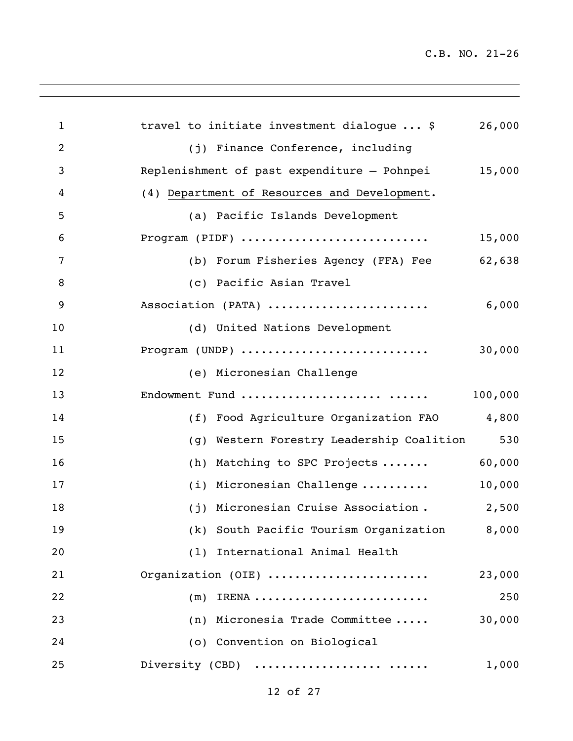travel to initiate investment dialogue ... $ 26,000

(j) Finance Conference, including Replenishment of past expenditure – Pohnpei 15,000

(4) Department of Resources and Development.

(a) Pacific Islands Development Program (PIDF) ........................... 15,000

(b) Forum Fisheries Agency (FFA) Fee 62,638

(c) Pacific Asian Travel Association (PATA) ....................... 6,000

(d) United Nations Development Program (UNDP) ........................... 30,000

(e) Micronesian Challenge Endowment Fund ..................... ...... 100,000

(f) Food Agriculture Organization FAO 4,800

(g) Western Forestry Leadership Coalition 530

(h) Matching to SPC Projects ....... 60,000

(i) Micronesian Challenge .......... 10,000

(j) Micronesian Cruise Association . 2,500

(k) South Pacific Tourism Organization 8,000

(l) International Animal Health Organization (OIE) ....................... 23,000

(m) IRENA ......................... 250

(n) Micronesia Trade Committee ..... 30,000

(o) Convention on Biological Diversity (CBD) .................. ...... 1,000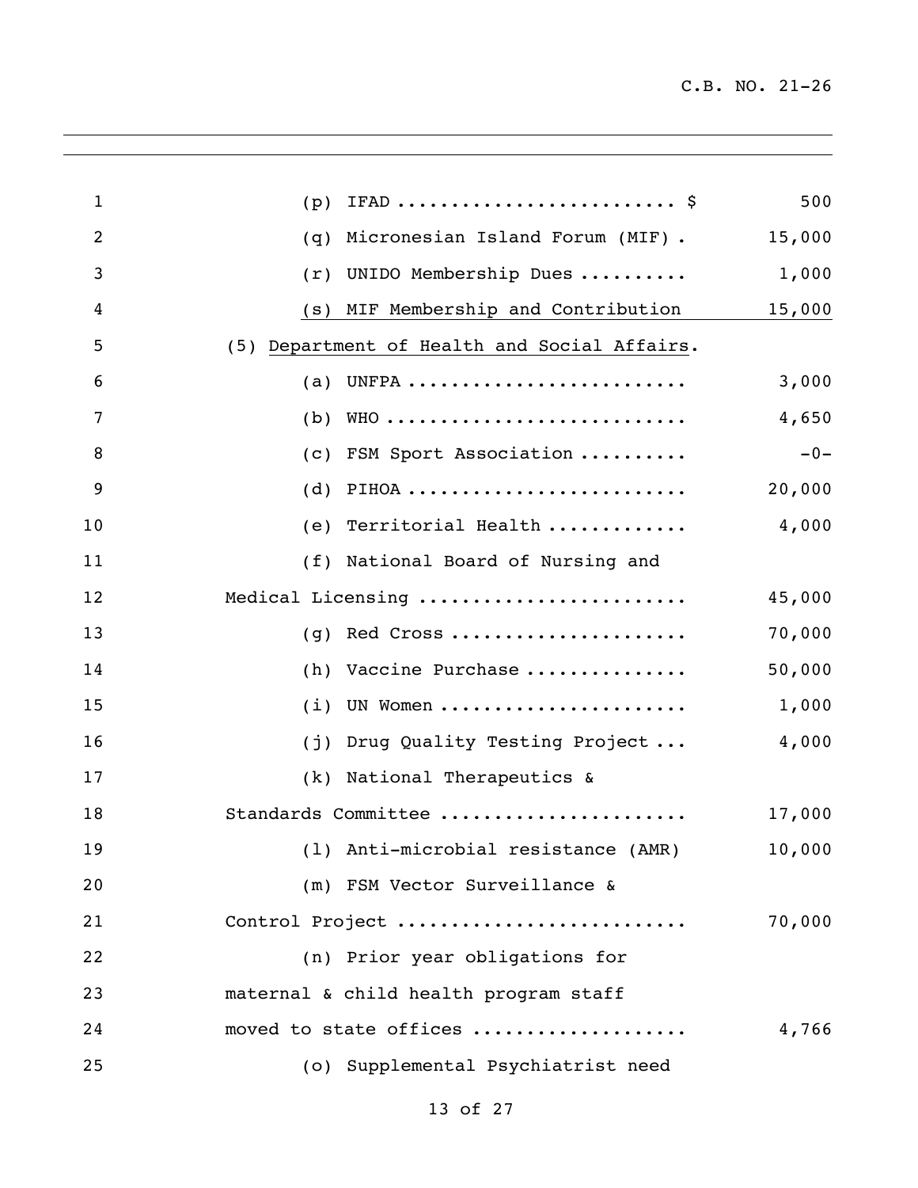| | |
|---|---|
| (p) IFAD ......................... $ | 500 |
| (q) Micronesian Island Forum (MIF) . | 15,000 |
| (r) UNIDO Membership Dues .......... | 1,000 |
| (s) MIF Membership and Contribution | 15,000 |

(5) Department of Health and Social Affairs.

| | |
|---|---|
| (a) UNFPA .......................... | 3,000 |
| (b) WHO ............................ | 4,650 |
| (c) FSM Sport Association .......... | -0- |
| (d) PIHOA .......................... | 20,000 |
| (e) Territorial Health ............. | 4,000 |
| (f) National Board of Nursing and Medical Licensing ........................ | 45,000 |
| (g) Red Cross ...................... | 70,000 |
| (h) Vaccine Purchase ............... | 50,000 |
| (i) UN Women ....................... | 1,000 |
| (j) Drug Quality Testing Project ... | 4,000 |
| (k) National Therapeutics & Standards Committee ...................... | 17,000 |
| (l) Anti-microbial resistance (AMR) | 10,000 |
| (m) FSM Vector Surveillance & Control Project .......................... | 70,000 |
| (n) Prior year obligations for maternal & child health program staff moved to state offices .................... | 4,766 |
| (o) Supplemental Psychiatrist need | |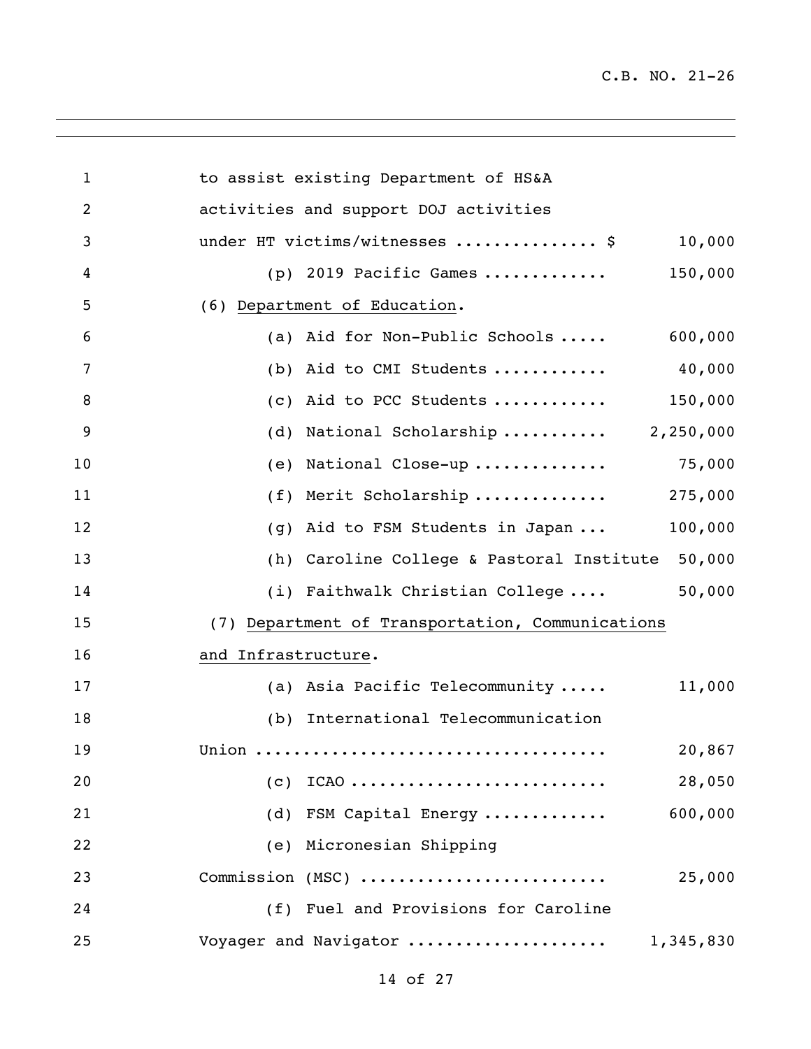to assist existing Department of HS&A activities and support DOJ activities under HT victims/witnesses .............. $ 10,000

(p) 2019 Pacific Games ............ 150,000

(6) Department of Education.

(a) Aid for Non-Public Schools ..... 600,000

(b) Aid to CMI Students ........... 40,000

(c) Aid to PCC Students ........... 150,000

(d) National Scholarship .......... 2,250,000

(e) National Close-up ............. 75,000

(f) Merit Scholarship ............. 275,000

(g) Aid to FSM Students in Japan ... 100,000

(h) Caroline College & Pastoral Institute 50,000

(i) Faithwalk Christian College .... 50,000

(7) Department of Transportation, Communications and Infrastructure.

(a) Asia Pacific Telecommunity ..... 11,000

(b) International Telecommunication Union .................................... 20,867

(c) ICAO .......................... 28,050

(d) FSM Capital Energy ............ 600,000

(e) Micronesian Shipping Commission (MSC) ......................... 25,000

(f) Fuel and Provisions for Caroline Voyager and Navigator .................... 1,345,830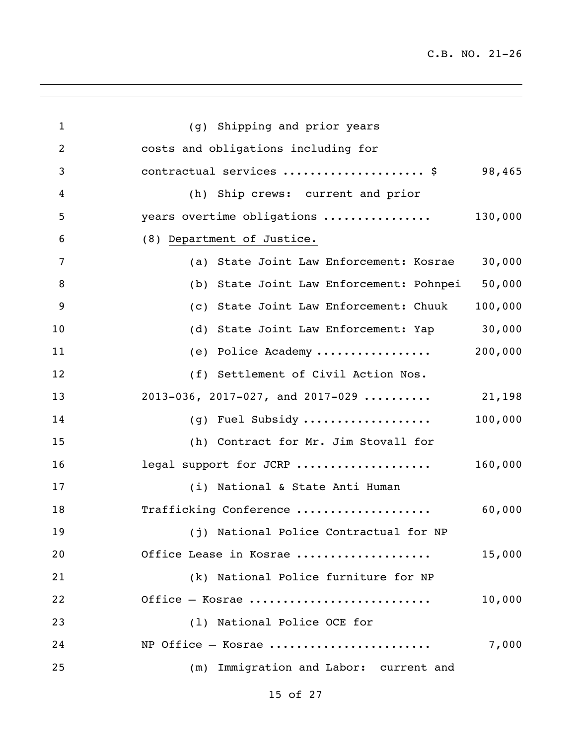(g) Shipping and prior years costs and obligations including for contractual services .................... $ 98,465

(h) Ship crews: current and prior years overtime obligations ............... 130,000

(8) Department of Justice.

(a) State Joint Law Enforcement: Kosrae 30,000

(b) State Joint Law Enforcement: Pohnpei 50,000

(c) State Joint Law Enforcement: Chuuk 100,000

(d) State Joint Law Enforcement: Yap 30,000

(e) Police Academy ................ 200,000

(f) Settlement of Civil Action Nos. 2013-036, 2017-027, and 2017-029 .......... 21,198

(g) Fuel Subsidy .................. 100,000

(h) Contract for Mr. Jim Stovall for legal support for JCRP ................... 160,000

(i) National & State Anti Human Trafficking Conference ................... 60,000

(j) National Police Contractual for NP Office Lease in Kosrae ................... 15,000

(k) National Police furniture for NP Office – Kosrae .......................... 10,000

(l) National Police OCE for NP Office – Kosrae ....................... 7,000

(m) Immigration and Labor: current and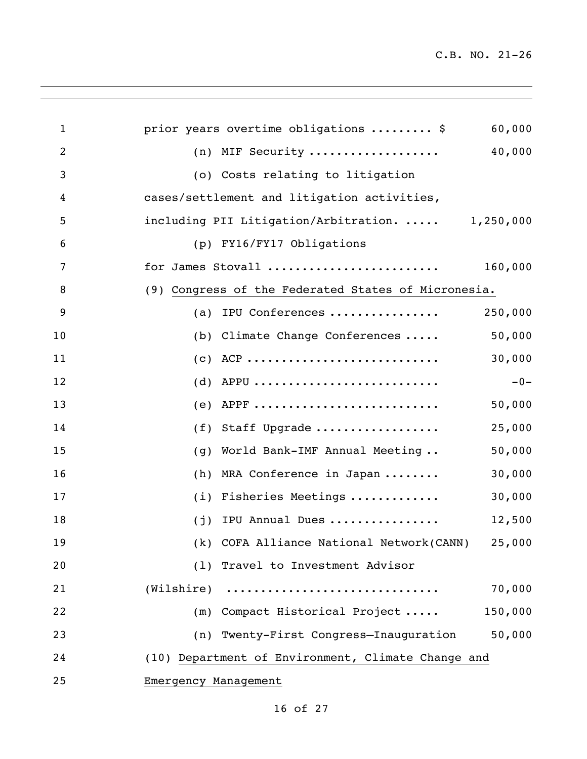prior years overtime obligations ......... $ 60,000

(n) MIF Security .................. 40,000

(o) Costs relating to litigation cases/settlement and litigation activities, including PII Litigation/Arbitration. ..... 1,250,000

(p) FY16/FY17 Obligations for James Stovall ........................ 160,000

(9) Congress of the Federated States of Micronesia.

(a) IPU Conferences ................ 250,000

(b) Climate Change Conferences ..... 50,000

(c) ACP ........................... 30,000

(d) APPU .......................... -0-

(e) APPF .......................... 50,000

(f) Staff Upgrade .................. 25,000

(g) World Bank-IMF Annual Meeting .. 50,000

(h) MRA Conference in Japan ........ 30,000

(i) Fisheries Meetings ............ 30,000

(j) IPU Annual Dues ................ 12,500

(k) COFA Alliance National Network(CANN) 25,000

(l) Travel to Investment Advisor (Wilshire) ............................ 70,000

(m) Compact Historical Project ..... 150,000

(n) Twenty-First Congress—Inauguration 50,000

(10) Department of Environment, Climate Change and Emergency Management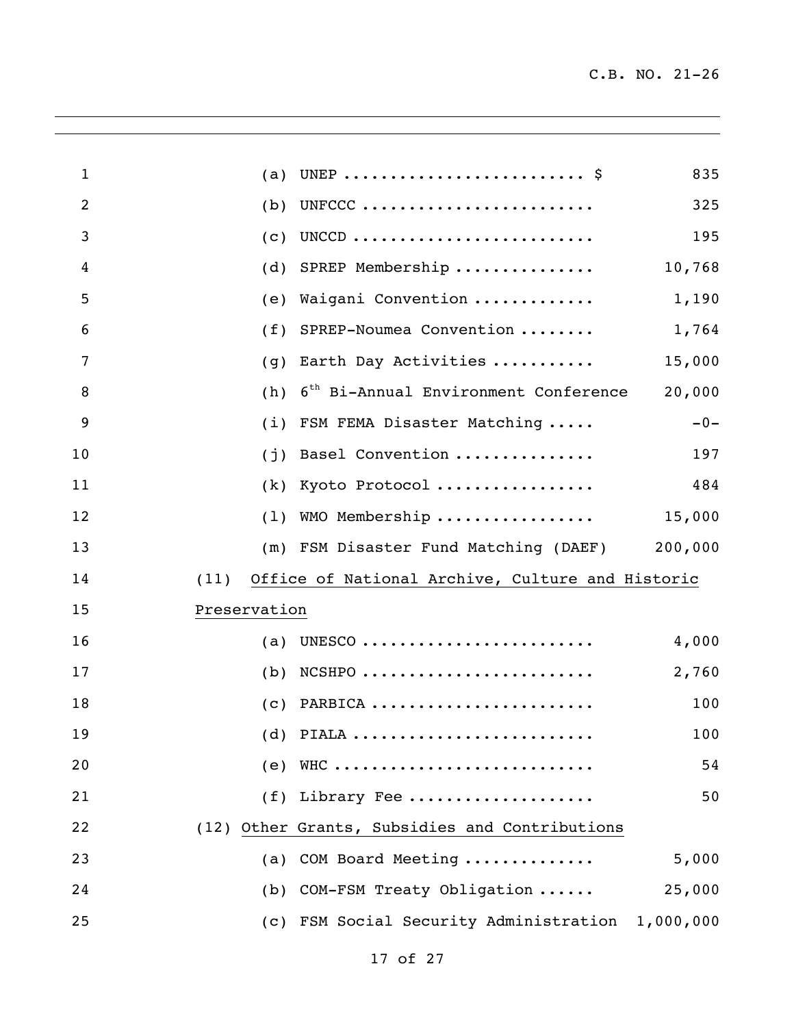(a) UNEP ........................ $ 835

(b) UNFCCC ........................ 325

(c) UNCCD ........................ 195

(d) SPREP Membership .............. 10,768

(e) Waigani Convention ............ 1,190

(f) SPREP-Noumea Convention ........ 1,764

(g) Earth Day Activities ........... 15,000

(h) 6th Bi-Annual Environment Conference 20,000

(i) FSM FEMA Disaster Matching ..... -0-

(j) Basel Convention .............. 197

(k) Kyoto Protocol ................ 484

(l) WMO Membership ................ 15,000

(m) FSM Disaster Fund Matching (DAEF) 200,000

(11) Office of National Archive, Culture and Historic Preservation

(a) UNESCO ........................ 4,000

(b) NCSHPO ........................ 2,760

(c) PARBICA ........................ 100

(d) PIALA ........................ 100

(e) WHC ........................ 54

(f) Library Fee .................. 50

(12) Other Grants, Subsidies and Contributions

(a) COM Board Meeting ............. 5,000

(b) COM-FSM Treaty Obligation ...... 25,000

(c) FSM Social Security Administration 1,000,000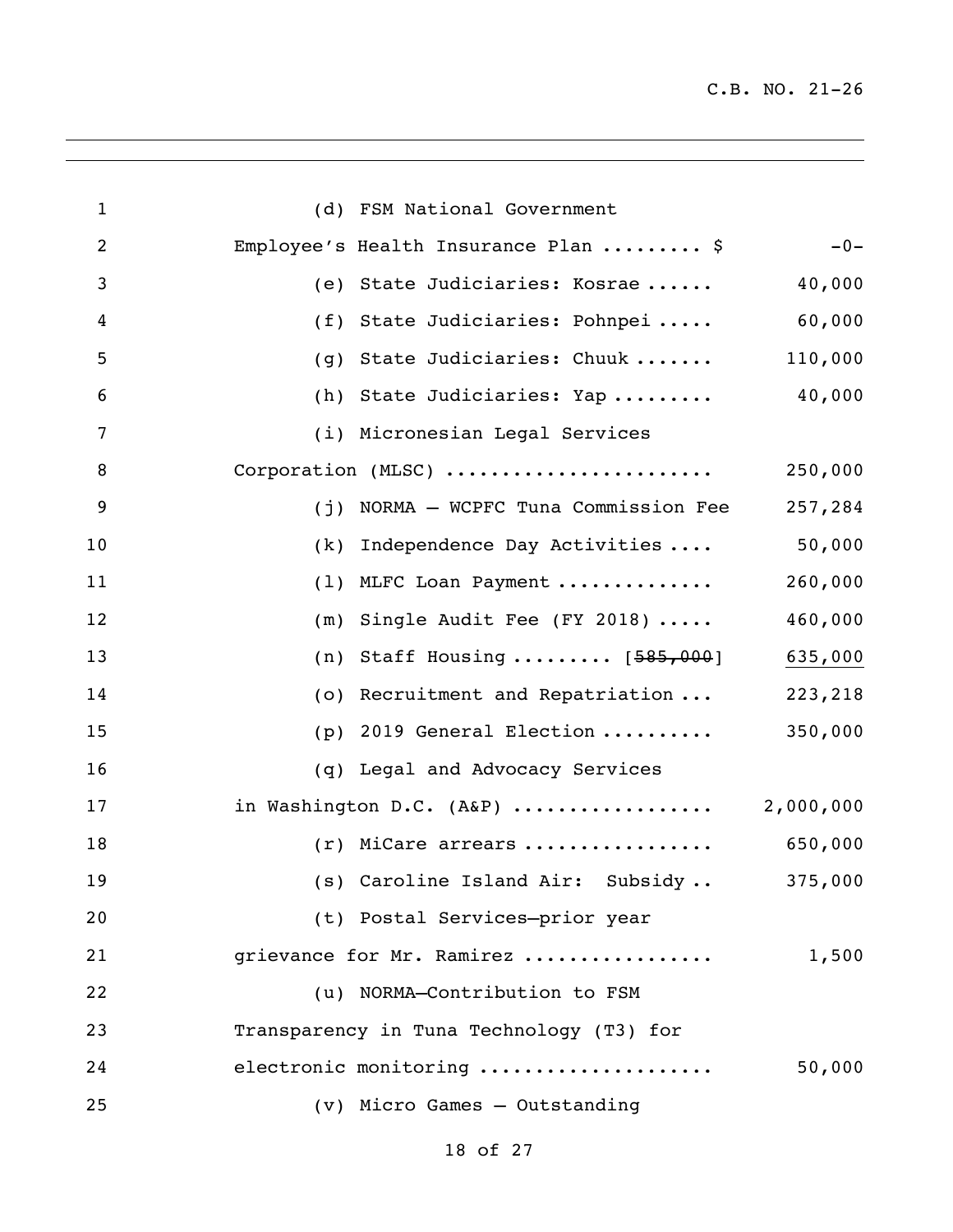(d) FSM National Government Employee's Health Insurance Plan ......... $ -0-

(e) State Judiciaries: Kosrae ...... 40,000

(f) State Judiciaries: Pohnpei ..... 60,000

(g) State Judiciaries: Chuuk ....... 110,000

(h) State Judiciaries: Yap ......... 40,000

(i) Micronesian Legal Services Corporation (MLSC) ....................... 250,000

(j) NORMA – WCPFC Tuna Commission Fee 257,284

(k) Independence Day Activities .... 50,000

(l) MLFC Loan Payment ............. 260,000

(m) Single Audit Fee (FY 2018) ..... 460,000

(n) Staff Housing ......... [~~585,000~~] <u>635,000</u>

(o) Recruitment and Repatriation ... 223,218

(p) 2019 General Election .......... 350,000

(q) Legal and Advocacy Services in Washington D.C. (A&P) ................. 2,000,000

(r) MiCare arrears ................ 650,000

(s) Caroline Island Air: Subsidy .. 375,000

(t) Postal Services—prior year grievance for Mr. Ramirez ................ 1,500

(u) NORMA—Contribution to FSM Transparency in Tuna Technology (T3) for electronic monitoring .................... 50,000

(v) Micro Games – Outstanding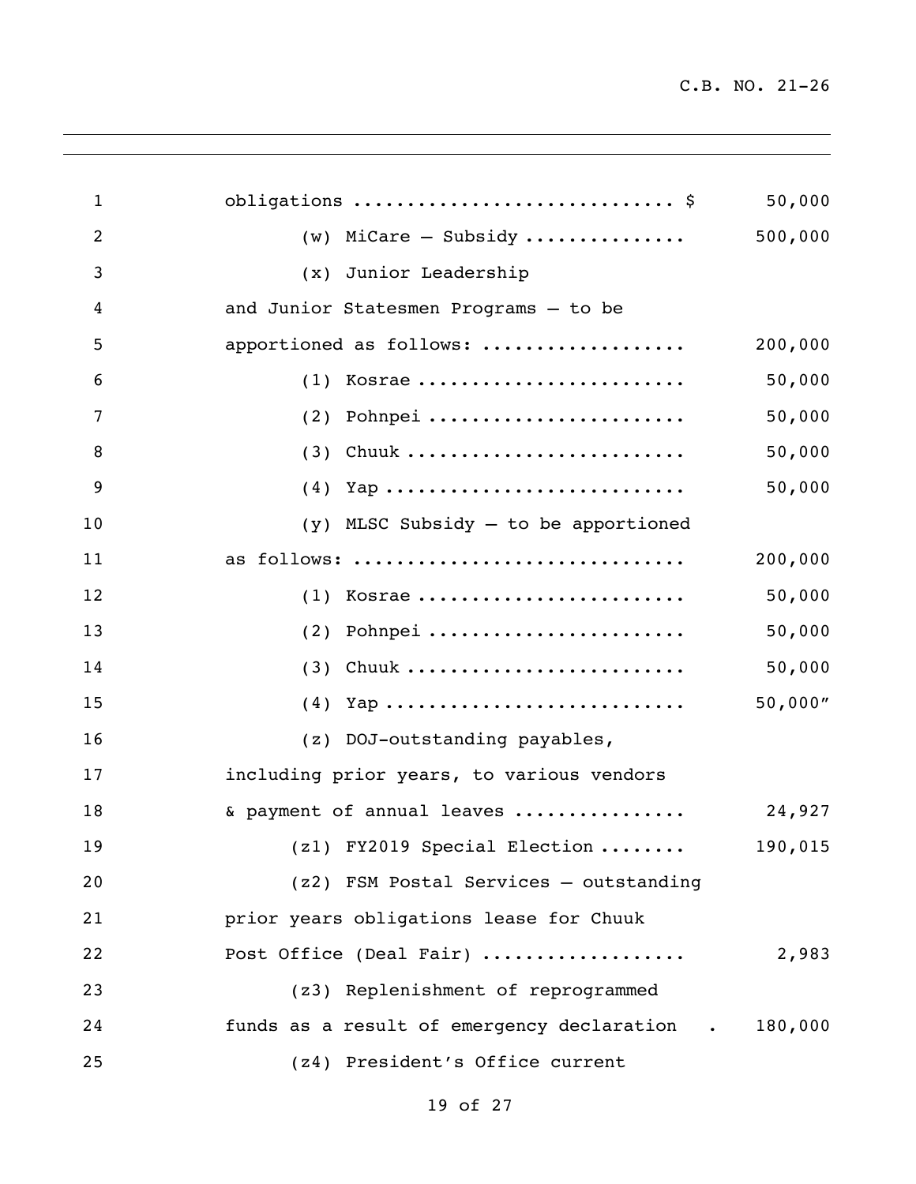obligations ............................. $ 50,000

(w) MiCare – Subsidy ............... 500,000

(x) Junior Leadership and Junior Statesmen Programs – to be apportioned as follows: .................. 200,000

(1) Kosrae ........................ 50,000

(2) Pohnpei ....................... 50,000

(3) Chuuk ......................... 50,000

(4) Yap ........................... 50,000

(y) MLSC Subsidy – to be apportioned as follows: ............................. 200,000

(1) Kosrae ........................ 50,000

(2) Pohnpei ....................... 50,000

(3) Chuuk ......................... 50,000

(4) Yap ........................... 50,000"

(z) DOJ-outstanding payables, including prior years, to various vendors & payment of annual leaves ............... 24,927

(z1) FY2019 Special Election ........ 190,015

(z2) FSM Postal Services – outstanding prior years obligations lease for Chuuk Post Office (Deal Fair) .................. 2,983

(z3) Replenishment of reprogrammed funds as a result of emergency declaration . 180,000

(z4) President's Office current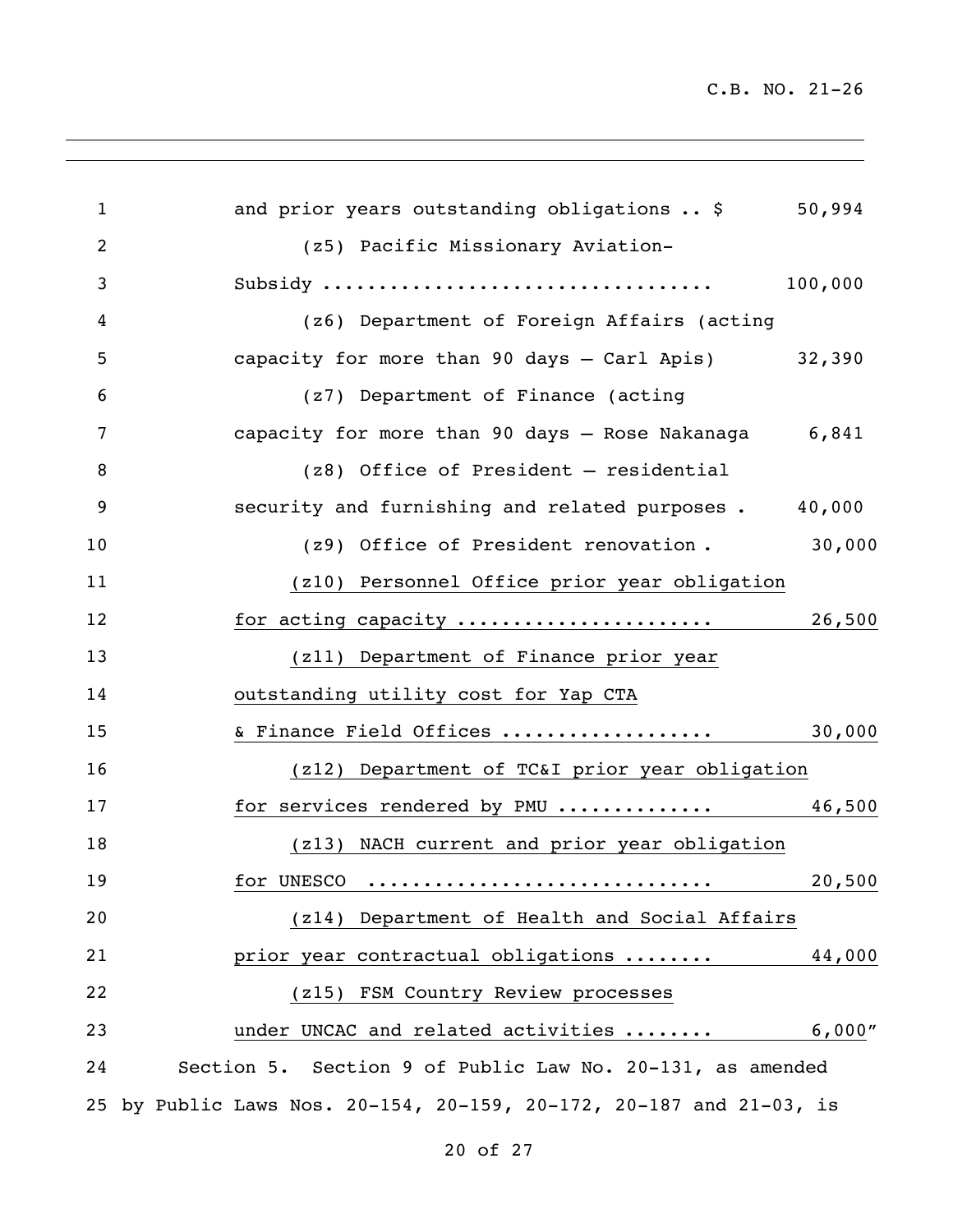and prior years outstanding obligations .. $ 50,994

(z5) Pacific Missionary Aviation-
Subsidy .................................. 100,000

(z6) Department of Foreign Affairs (acting
capacity for more than 90 days – Carl Apis) 32,390

(z7) Department of Finance (acting
capacity for more than 90 days – Rose Nakanaga 6,841

(z8) Office of President – residential
security and furnishing and related purposes . 40,000

(z9) Office of President renovation . 30,000

(z10) Personnel Office prior year obligation
for acting capacity ...................... 26,500

(z11) Department of Finance prior year
outstanding utility cost for Yap CTA
& Finance Field Offices .................. 30,000

(z12) Department of TC&I prior year obligation
for services rendered by PMU ............. 46,500

(z13) NACH current and prior year obligation
for UNESCO ............................. 20,500

(z14) Department of Health and Social Affairs
prior year contractual obligations ........ 44,000

(z15) FSM Country Review processes
under UNCAC and related activities ........ 6,000"

Section 5. Section 9 of Public Law No. 20-131, as amended by Public Laws Nos. 20-154, 20-159, 20-172, 20-187 and 21-03, is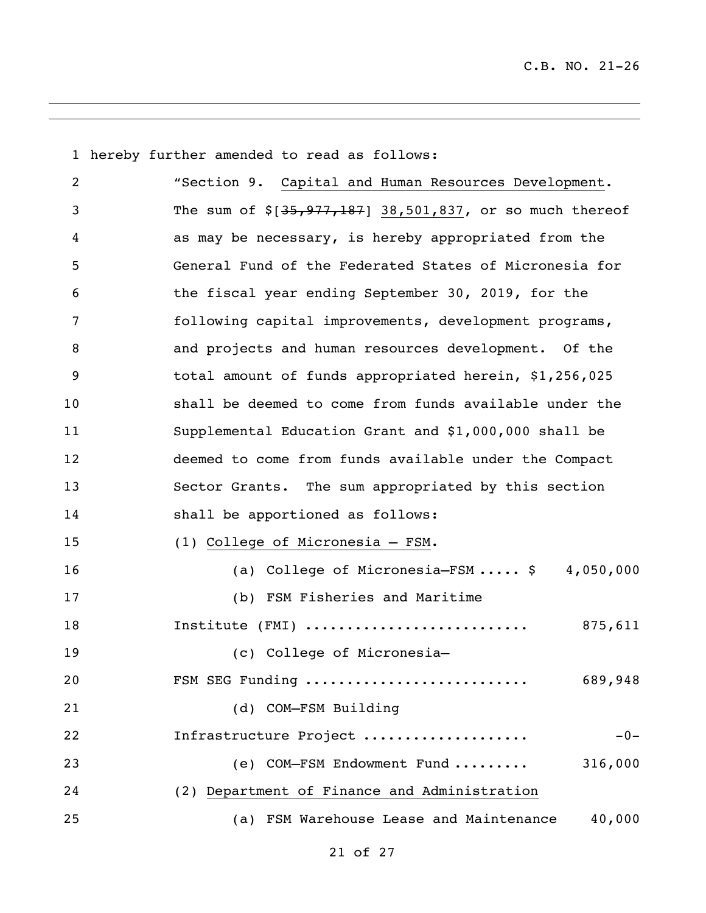hereby further amended to read as follows:

"Section 9. Capital and Human Resources Development. The sum of $[~~35,977,187~~] 38,501,837, or so much thereof as may be necessary, is hereby appropriated from the General Fund of the Federated States of Micronesia for the fiscal year ending September 30, 2019, for the following capital improvements, development programs, and projects and human resources development. Of the total amount of funds appropriated herein, $1,256,025 shall be deemed to come from funds available under the Supplemental Education Grant and $1,000,000 shall be deemed to come from funds available under the Compact Sector Grants. The sum appropriated by this section shall be apportioned as follows:

(1) College of Micronesia – FSM.

(a) College of Micronesia—FSM ..... $ 4,050,000

(b) FSM Fisheries and Maritime Institute (FMI) .......................... 875,611

(c) College of Micronesia— FSM SEG Funding .......................... 689,948

(d) COM—FSM Building Infrastructure Project ................... -0-

(e) COM—FSM Endowment Fund ......... 316,000

(2) Department of Finance and Administration

(a) FSM Warehouse Lease and Maintenance 40,000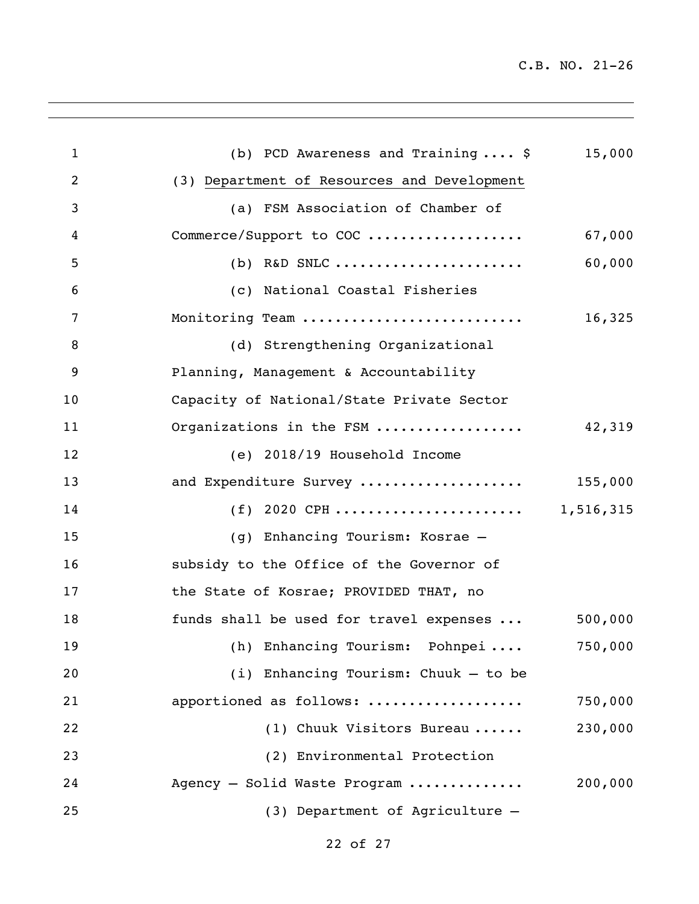(b) PCD Awareness and Training .... $ 15,000

(3) Department of Resources and Development

(a) FSM Association of Chamber of Commerce/Support to COC .................. 67,000

(b) R&D SNLC ...................... 60,000

(c) National Coastal Fisheries Monitoring Team .......................... 16,325

(d) Strengthening Organizational Planning, Management & Accountability Capacity of National/State Private Sector Organizations in the FSM ................. 42,319

(e) 2018/19 Household Income and Expenditure Survey ................... 155,000

(f) 2020 CPH ...................... 1,516,315

(g) Enhancing Tourism: Kosrae – subsidy to the Office of the Governor of the State of Kosrae; PROVIDED THAT, no funds shall be used for travel expenses ... 500,000

(h) Enhancing Tourism: Pohnpei .... 750,000

(i) Enhancing Tourism: Chuuk – to be apportioned as follows: .................. 750,000

(1) Chuuk Visitors Bureau ...... 230,000

(2) Environmental Protection Agency – Solid Waste Program ............. 200,000

(3) Department of Agriculture –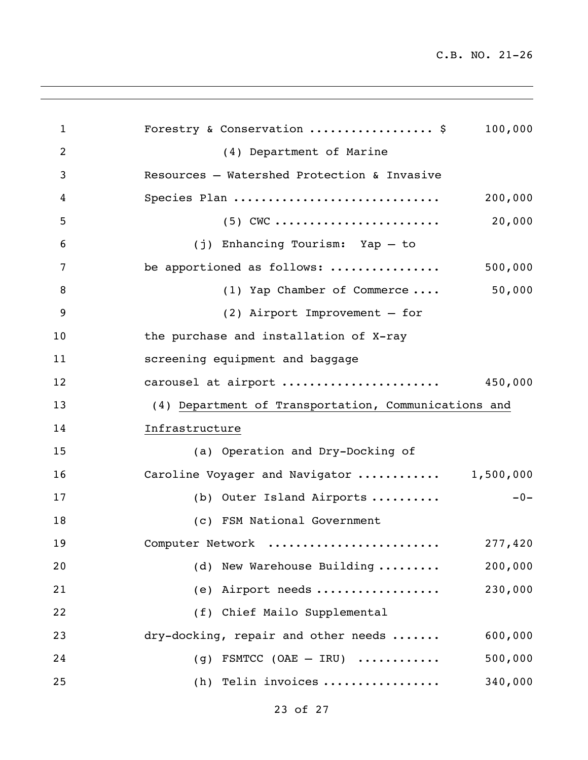Forestry & Conservation ................. $ 100,000

(4) Department of Marine Resources – Watershed Protection & Invasive Species Plan ............................ 200,000

(5) CWC ....................... 20,000

(j) Enhancing Tourism: Yap – to be apportioned as follows: ............... 500,000

(1) Yap Chamber of Commerce .... 50,000

(2) Airport Improvement – for the purchase and installation of X-ray screening equipment and baggage carousel at airport ...................... 450,000

(4) <u>Department of Transportation, Communications and Infrastructure</u>

(a) Operation and Dry-Docking of Caroline Voyager and Navigator ........... 1,500,000

(b) Outer Island Airports .......... -0-

(c) FSM National Government Computer Network ....................... 277,420

(d) New Warehouse Building ......... 200,000

(e) Airport needs ................. 230,000

(f) Chief Mailo Supplemental dry-docking, repair and other needs ....... 600,000

(g) FSMTCC (OAE – IRU) ........... 500,000

(h) Telin invoices ................ 340,000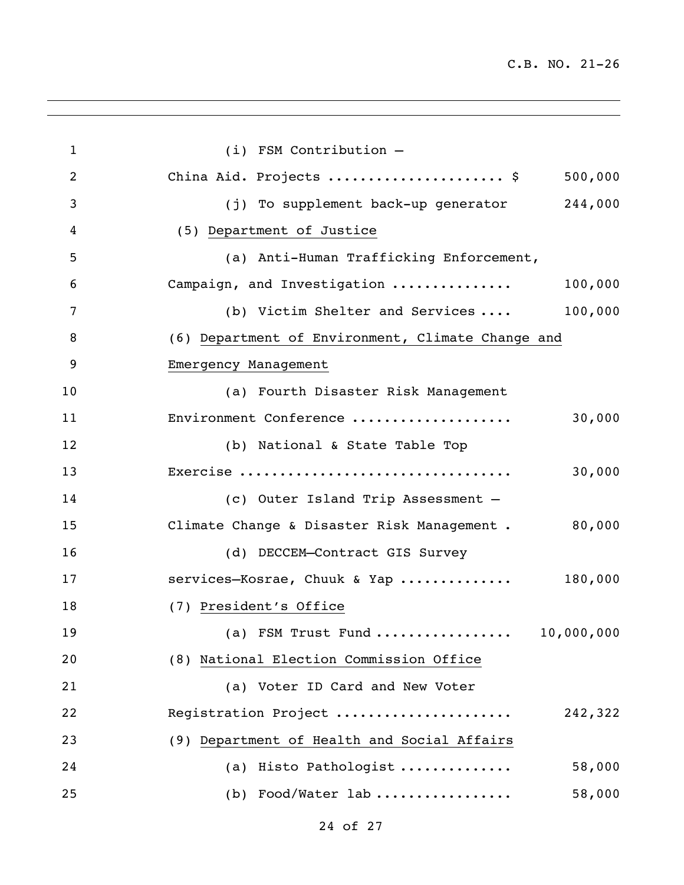(i) FSM Contribution –
China Aid. Projects ..................... $ 500,000

(j) To supplement back-up generator 244,000

(5) Department of Justice

(a) Anti-Human Trafficking Enforcement,
Campaign, and Investigation .............. 100,000

(b) Victim Shelter and Services .... 100,000

(6) Department of Environment, Climate Change and Emergency Management

(a) Fourth Disaster Risk Management
Environment Conference ................... 30,000

(b) National & State Table Top
Exercise ................................. 30,000

(c) Outer Island Trip Assessment –
Climate Change & Disaster Risk Management . 80,000

(d) DECCEM–Contract GIS Survey
services–Kosrae, Chuuk & Yap ............. 180,000

(7) President's Office

(a) FSM Trust Fund ................ 10,000,000

(8) National Election Commission Office

(a) Voter ID Card and New Voter
Registration Project ..................... 242,322

(9) Department of Health and Social Affairs

(a) Histo Pathologist ............. 58,000

(b) Food/Water lab ................ 58,000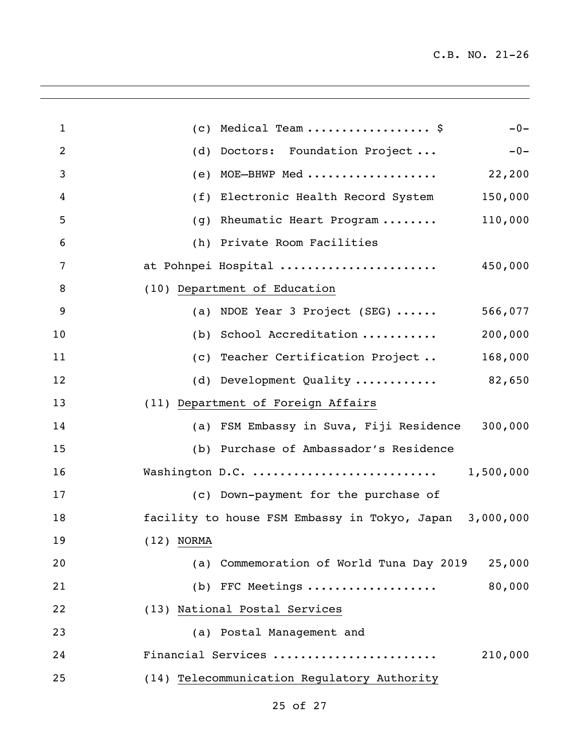(c) Medical Team .................. $ -0-

(d) Doctors: Foundation Project ... -0-

(e) MOE—BHWP Med .................. 22,200

(f) Electronic Health Record System 150,000

(g) Rheumatic Heart Program ........ 110,000

(h) Private Room Facilities at Pohnpei Hospital ...................... 450,000

(10) <u>Department of Education</u>

(a) NDOE Year 3 Project (SEG) ...... 566,077

(b) School Accreditation ........... 200,000

(c) Teacher Certification Project .. 168,000

(d) Development Quality ............ 82,650

(11) <u>Department of Foreign Affairs</u>

(a) FSM Embassy in Suva, Fiji Residence 300,000

(b) Purchase of Ambassador's Residence Washington D.C. .......................... 1,500,000

(c) Down-payment for the purchase of facility to house FSM Embassy in Tokyo, Japan 3,000,000

(12) <u>NORMA</u>

(a) Commemoration of World Tuna Day 2019 25,000

(b) FFC Meetings .................. 80,000

(13) <u>National Postal Services</u>

(a) Postal Management and Financial Services ....................... 210,000

(14) <u>Telecommunication Regulatory Authority</u>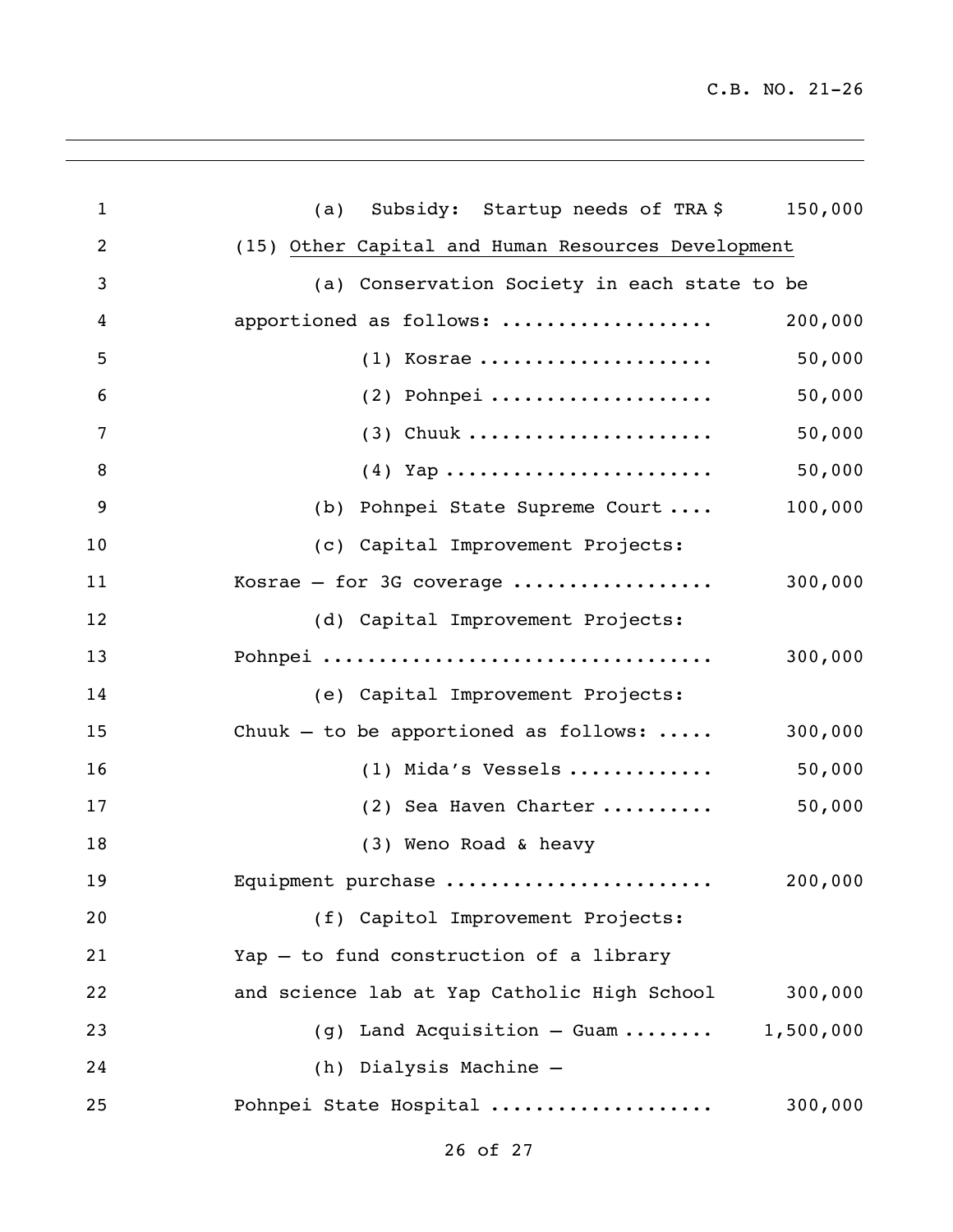(a) Subsidy: Startup needs of TRA $ 150,000

(15) Other Capital and Human Resources Development

(a) Conservation Society in each state to be apportioned as follows: .................. 200,000

(1) Kosrae .................... 50,000

(2) Pohnpei ................... 50,000

(3) Chuuk ..................... 50,000

(4) Yap ....................... 50,000

(b) Pohnpei State Supreme Court .... 100,000

(c) Capital Improvement Projects: Kosrae – for 3G coverage ................. 300,000

(d) Capital Improvement Projects: Pohnpei .................................. 300,000

(e) Capital Improvement Projects: Chuuk – to be apportioned as follows: ..... 300,000

(1) Mida's Vessels ............ 50,000

(2) Sea Haven Charter .......... 50,000

(3) Weno Road & heavy Equipment purchase ....................... 200,000

(f) Capitol Improvement Projects: Yap – to fund construction of a library and science lab at Yap Catholic High School 300,000

(g) Land Acquisition – Guam ........ 1,500,000

(h) Dialysis Machine – Pohnpei State Hospital ................... 300,000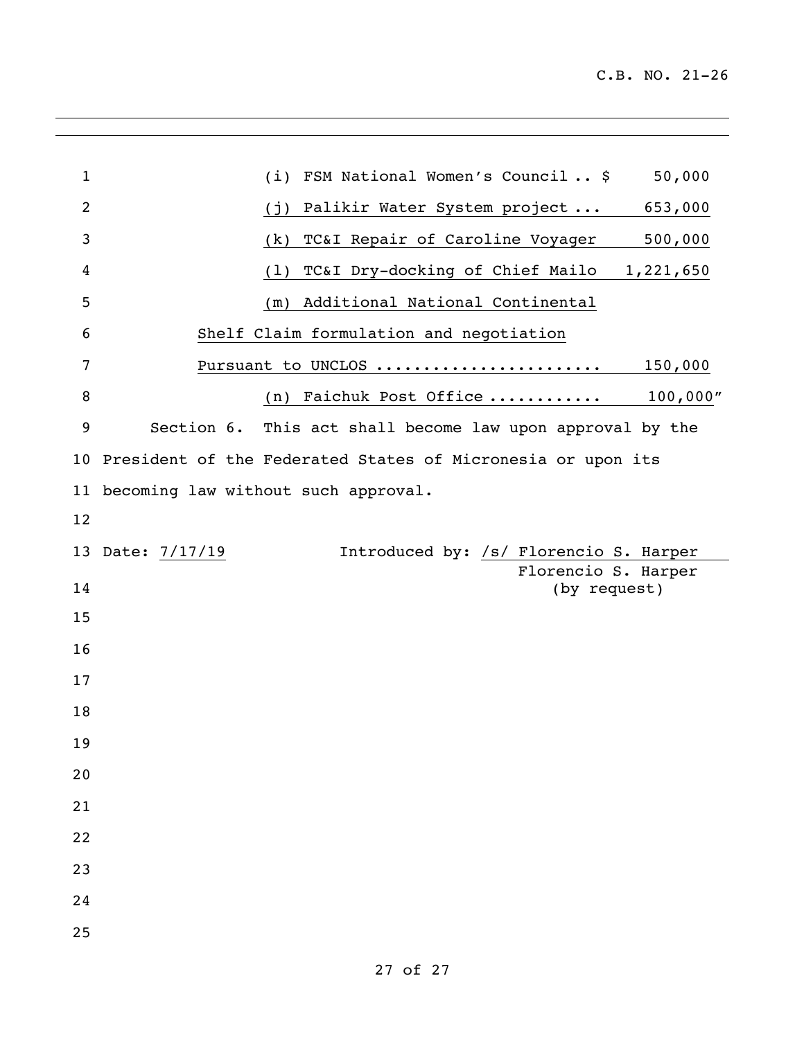(i) FSM National Women's Council .. $ 50,000

(j) Palikir Water System project ... 653,000

(k) TC&I Repair of Caroline Voyager 500,000

(l) TC&I Dry-docking of Chief Mailo 1,221,650

(m) Additional National Continental Shelf Claim formulation and negotiation Pursuant to UNCLOS ...................... 150,000

(n) Faichuk Post Office ........... 100,000"

Section 6. This act shall become law upon approval by the President of the Federated States of Micronesia or upon its becoming law without such approval.

Date: 7/17/19

Introduced by: /s/ Florencio S. Harper
Florencio S. Harper
(by request)